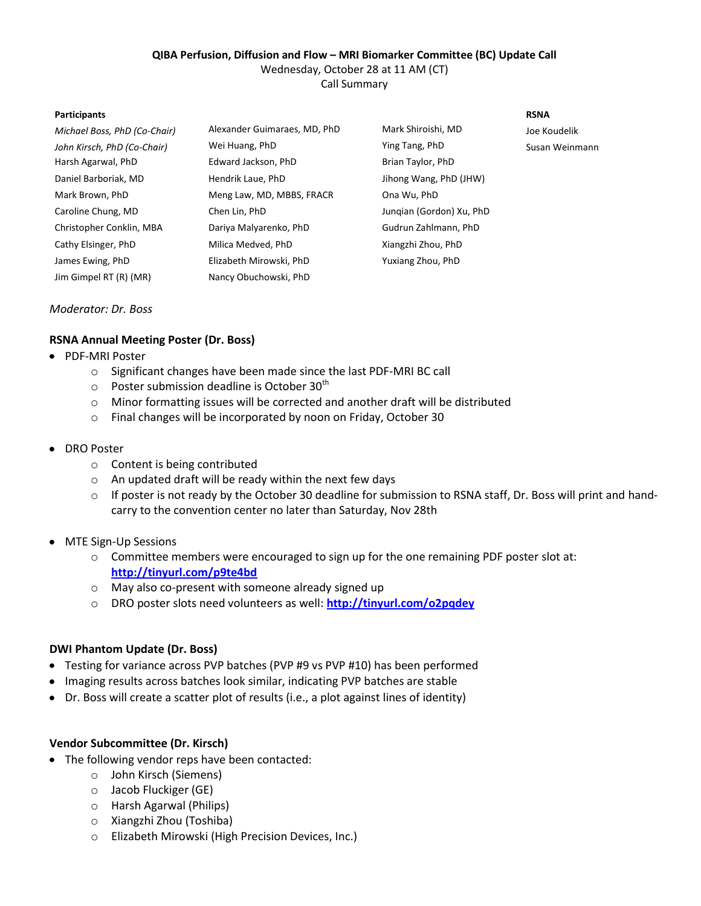**QIBA Perfusion, Diffusion and Flow – MRI Biomarker Committee (BC) Update Call**

Wednesday, October 28 at 11 AM (CT)

Call Summary

| Participants | | | RSNA |
|---|---|---|---|
| *Michael Boss, PhD (Co-Chair)* | Alexander Guimaraes, MD, PhD | Mark Shiroishi, MD | Joe Koudelik |
| *John Kirsch, PhD (Co-Chair)* | Wei Huang, PhD | Ying Tang, PhD | Susan Weinmann |
| Harsh Agarwal, PhD | Edward Jackson, PhD | Brian Taylor, PhD | |
| Daniel Barboriak, MD | Hendrik Laue, PhD | Jihong Wang, PhD (JHW) | |
| Mark Brown, PhD | Meng Law, MD, MBBS, FRACR | Ona Wu, PhD | |
| Caroline Chung, MD | Chen Lin, PhD | Junqian (Gordon) Xu, PhD | |
| Christopher Conklin, MBA | Dariya Malyarenko, PhD | Gudrun Zahlmann, PhD | |
| Cathy Elsinger, PhD | Milica Medved, PhD | Xiangzhi Zhou, PhD | |
| James Ewing, PhD | Elizabeth Mirowski, PhD | Yuxiang Zhou, PhD | |
| Jim Gimpel RT (R) (MR) | Nancy Obuchowski, PhD | | |

*Moderator: Dr. Boss*

**RSNA Annual Meeting Poster (Dr. Boss)**

- PDF-MRI Poster
    - Significant changes have been made since the last PDF-MRI BC call
    - Poster submission deadline is October 30th
    - Minor formatting issues will be corrected and another draft will be distributed
    - Final changes will be incorporated by noon on Friday, October 30

- DRO Poster
    - Content is being contributed
    - An updated draft will be ready within the next few days
    - If poster is not ready by the October 30 deadline for submission to RSNA staff, Dr. Boss will print and hand-carry to the convention center no later than Saturday, Nov 28th

- MTE Sign-Up Sessions
    - Committee members were encouraged to sign up for the one remaining PDF poster slot at: **http://tinyurl.com/p9te4bd**
    - May also co-present with someone already signed up
    - DRO poster slots need volunteers as well: **http://tinyurl.com/o2pqdey**

**DWI Phantom Update (Dr. Boss)**

- Testing for variance across PVP batches (PVP #9 vs PVP #10) has been performed
- Imaging results across batches look similar, indicating PVP batches are stable
- Dr. Boss will create a scatter plot of results (i.e., a plot against lines of identity)

**Vendor Subcommittee (Dr. Kirsch)**

- The following vendor reps have been contacted:
    - John Kirsch (Siemens)
    - Jacob Fluckiger (GE)
    - Harsh Agarwal (Philips)
    - Xiangzhi Zhou (Toshiba)
    - Elizabeth Mirowski (High Precision Devices, Inc.)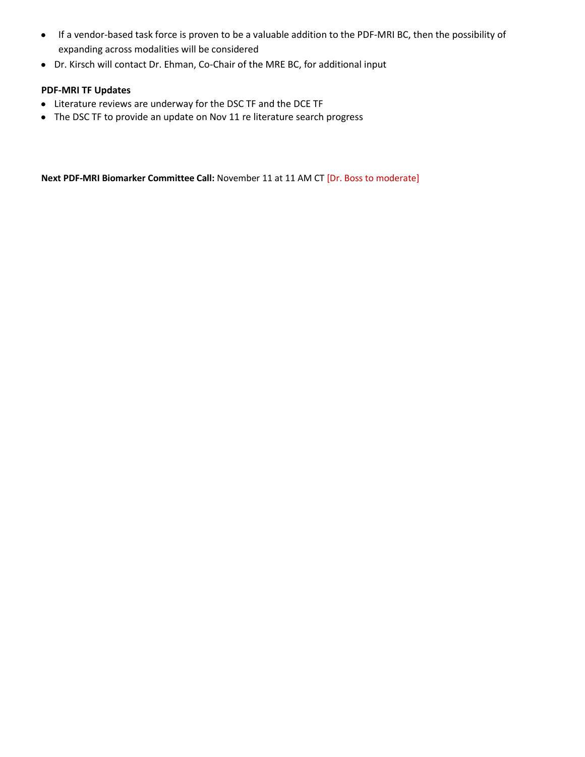- If a vendor-based task force is proven to be a valuable addition to the PDF-MRI BC, then the possibility of expanding across modalities will be considered
- Dr. Kirsch will contact Dr. Ehman, Co-Chair of the MRE BC, for additional input

**PDF-MRI TF Updates**

- Literature reviews are underway for the DSC TF and the DCE TF
- The DSC TF to provide an update on Nov 11 re literature search progress

**Next PDF-MRI Biomarker Committee Call:** November 11 at 11 AM CT [Dr. Boss to moderate]